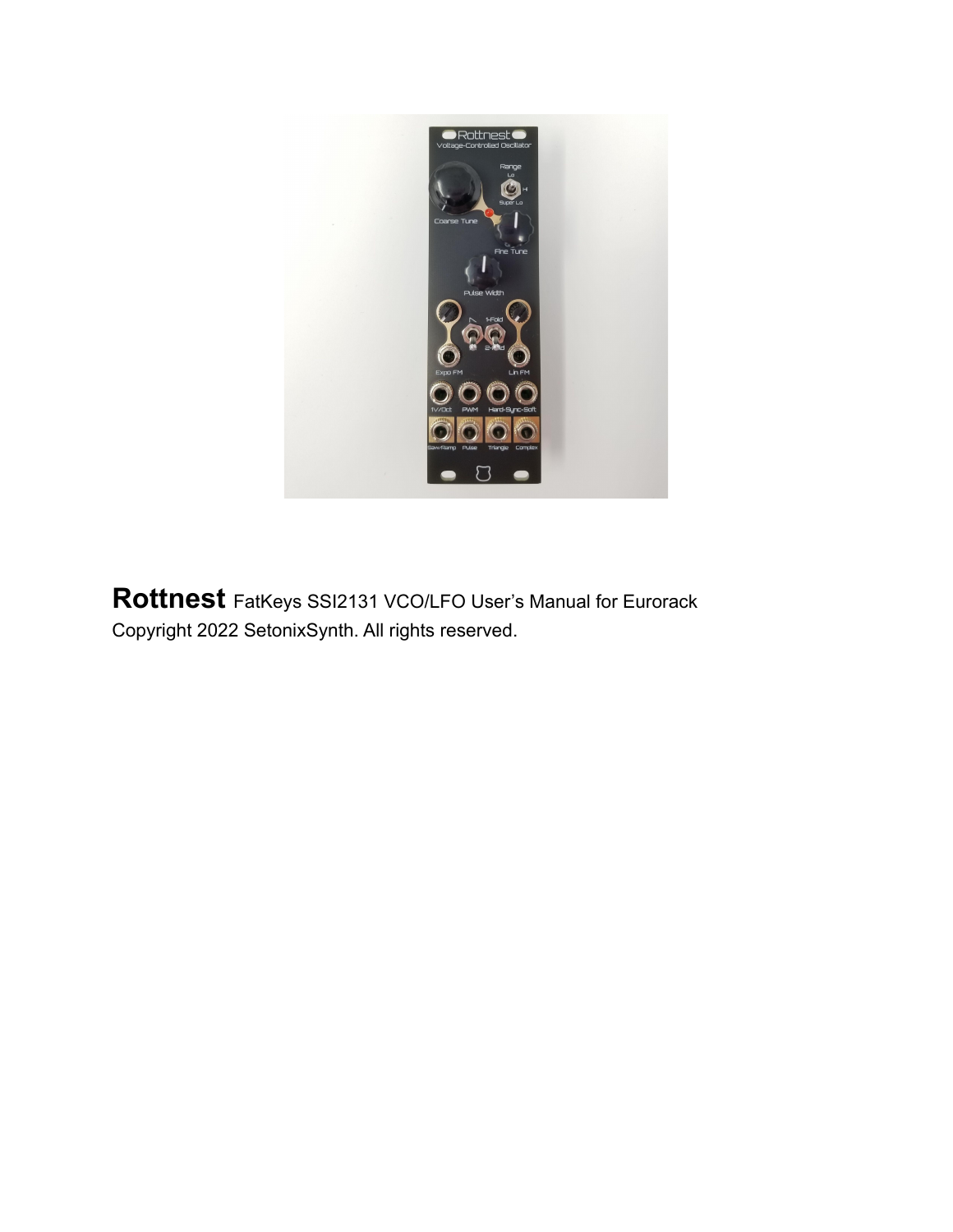**Rottnest** FatKeys SSI2131 VCO/LFO User's Manual for Eurorack

Copyright 2022 SetonixSynth. All rights reserved.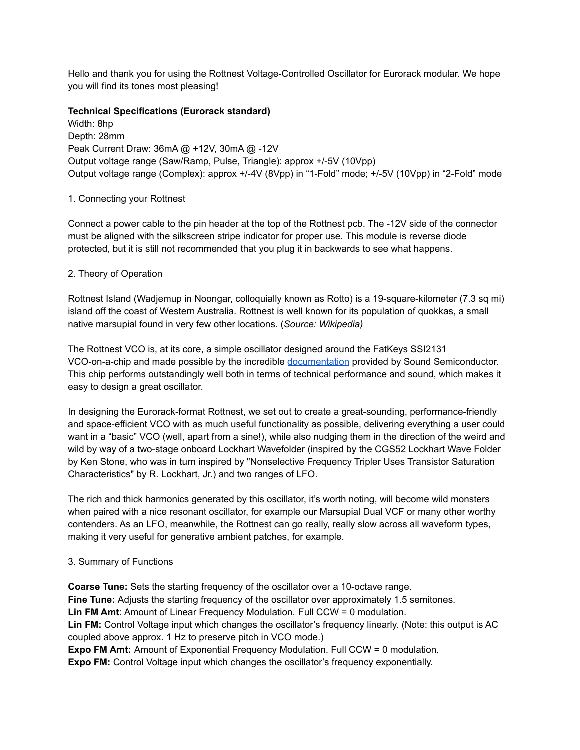Hello and thank you for using the Rottnest Voltage-Controlled Oscillator for Eurorack modular. We hope you will find its tones most pleasing!

**Technical Specifications (Eurorack standard)**
Width: 8hp
Depth: 28mm
Peak Current Draw: 36mA @ +12V, 30mA @ -12V
Output voltage range (Saw/Ramp, Pulse, Triangle): approx +/-5V (10Vpp)
Output voltage range (Complex): approx +/-4V (8Vpp) in “1-Fold” mode; +/-5V (10Vpp) in “2-Fold” mode

1. Connecting your Rottnest

Connect a power cable to the pin header at the top of the Rottnest pcb. The -12V side of the connector must be aligned with the silkscreen stripe indicator for proper use. This module is reverse diode protected, but it is still not recommended that you plug it in backwards to see what happens.

2. Theory of Operation

Rottnest Island (Wadjemup in Noongar, colloquially known as Rotto) is a 19-square-kilometer (7.3 sq mi) island off the coast of Western Australia. Rottnest is well known for its population of quokkas, a small native marsupial found in very few other locations. (*Source: Wikipedia)*

The Rottnest VCO is, at its core, a simple oscillator designed around the FatKeys SSI2131 VCO-on-a-chip and made possible by the incredible [documentation]() provided by Sound Semiconductor. This chip performs outstandingly well both in terms of technical performance and sound, which makes it easy to design a great oscillator.

In designing the Eurorack-format Rottnest, we set out to create a great-sounding, performance-friendly and space-efficient VCO with as much useful functionality as possible, delivering everything a user could want in a “basic” VCO (well, apart from a sine!), while also nudging them in the direction of the weird and wild by way of a two-stage onboard Lockhart Wavefolder (inspired by the CGS52 Lockhart Wave Folder by Ken Stone, who was in turn inspired by "Nonselective Frequency Tripler Uses Transistor Saturation Characteristics" by R. Lockhart, Jr.) and two ranges of LFO.

The rich and thick harmonics generated by this oscillator, it’s worth noting, will become wild monsters when paired with a nice resonant oscillator, for example our Marsupial Dual VCF or many other worthy contenders. As an LFO, meanwhile, the Rottnest can go really, really slow across all waveform types, making it very useful for generative ambient patches, for example.

3. Summary of Functions

**Coarse Tune:** Sets the starting frequency of the oscillator over a 10-octave range.
**Fine Tune:** Adjusts the starting frequency of the oscillator over approximately 1.5 semitones.
**Lin FM Amt**: Amount of Linear Frequency Modulation. Full CCW = 0 modulation.
**Lin FM:** Control Voltage input which changes the oscillator’s frequency linearly. (Note: this output is AC coupled above approx. 1 Hz to preserve pitch in VCO mode.)
**Expo FM Amt:** Amount of Exponential Frequency Modulation. Full CCW = 0 modulation.
**Expo FM:** Control Voltage input which changes the oscillator’s frequency exponentially.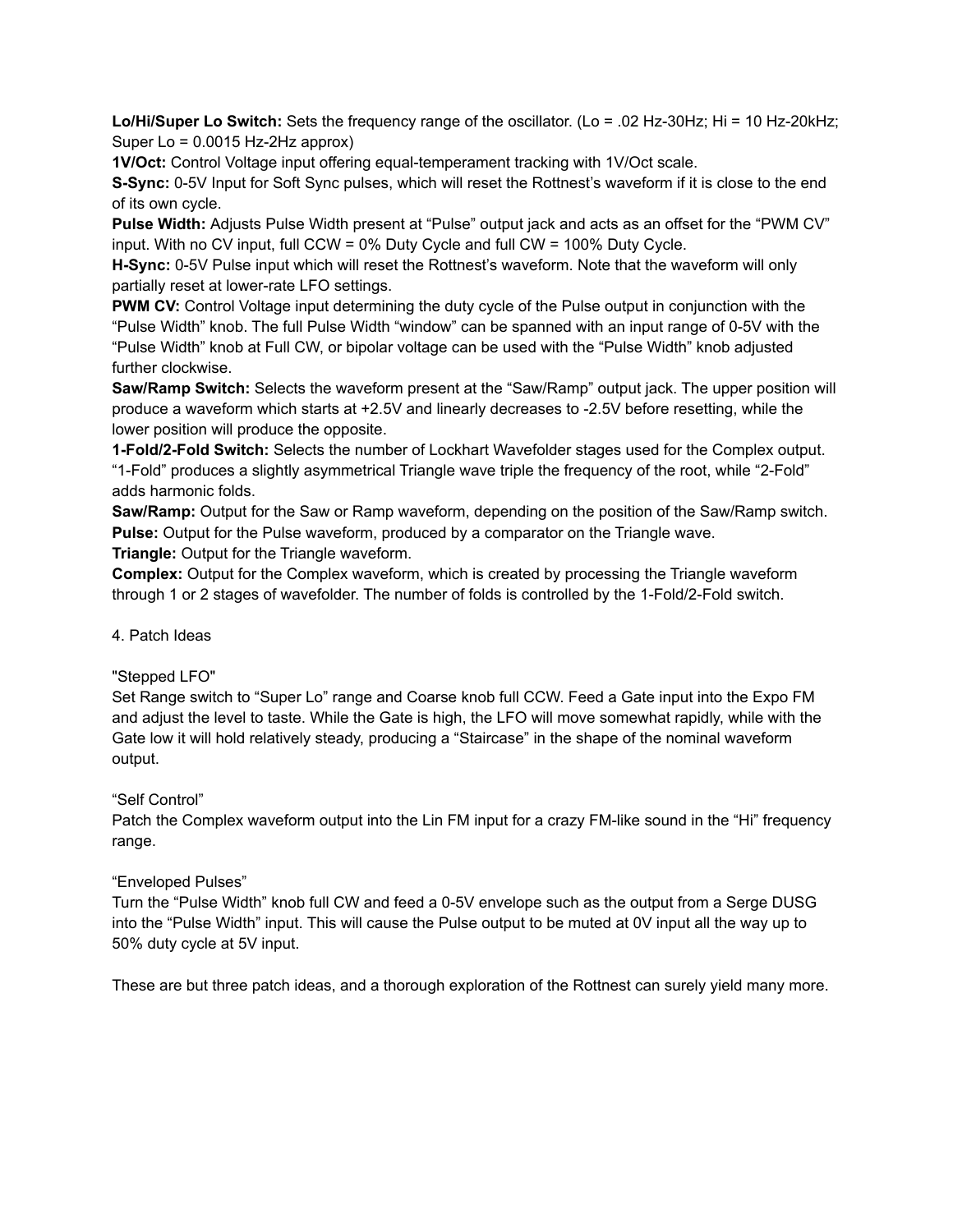**Lo/Hi/Super Lo Switch:** Sets the frequency range of the oscillator. (Lo = .02 Hz-30Hz; Hi = 10 Hz-20kHz; Super Lo = 0.0015 Hz-2Hz approx)

**1V/Oct:** Control Voltage input offering equal-temperament tracking with 1V/Oct scale.

**S-Sync:** 0-5V Input for Soft Sync pulses, which will reset the Rottnest's waveform if it is close to the end of its own cycle.

**Pulse Width:** Adjusts Pulse Width present at "Pulse" output jack and acts as an offset for the "PWM CV" input. With no CV input, full CCW = 0% Duty Cycle and full CW = 100% Duty Cycle.

**H-Sync:** 0-5V Pulse input which will reset the Rottnest's waveform. Note that the waveform will only partially reset at lower-rate LFO settings.

**PWM CV:** Control Voltage input determining the duty cycle of the Pulse output in conjunction with the "Pulse Width" knob. The full Pulse Width "window" can be spanned with an input range of 0-5V with the "Pulse Width" knob at Full CW, or bipolar voltage can be used with the "Pulse Width" knob adjusted further clockwise.

**Saw/Ramp Switch:** Selects the waveform present at the "Saw/Ramp" output jack. The upper position will produce a waveform which starts at +2.5V and linearly decreases to -2.5V before resetting, while the lower position will produce the opposite.

**1-Fold/2-Fold Switch:** Selects the number of Lockhart Wavefolder stages used for the Complex output. "1-Fold" produces a slightly asymmetrical Triangle wave triple the frequency of the root, while "2-Fold" adds harmonic folds.

**Saw/Ramp:** Output for the Saw or Ramp waveform, depending on the position of the Saw/Ramp switch.

**Pulse:** Output for the Pulse waveform, produced by a comparator on the Triangle wave.

**Triangle:** Output for the Triangle waveform.

**Complex:** Output for the Complex waveform, which is created by processing the Triangle waveform through 1 or 2 stages of wavefolder. The number of folds is controlled by the 1-Fold/2-Fold switch.

## 4. Patch Ideas

### "Stepped LFO"

Set Range switch to "Super Lo" range and Coarse knob full CCW. Feed a Gate input into the Expo FM and adjust the level to taste. While the Gate is high, the LFO will move somewhat rapidly, while with the Gate low it will hold relatively steady, producing a "Staircase" in the shape of the nominal waveform output.

### "Self Control"

Patch the Complex waveform output into the Lin FM input for a crazy FM-like sound in the "Hi" frequency range.

### "Enveloped Pulses"

Turn the "Pulse Width" knob full CW and feed a 0-5V envelope such as the output from a Serge DUSG into the "Pulse Width" input. This will cause the Pulse output to be muted at 0V input all the way up to 50% duty cycle at 5V input.

These are but three patch ideas, and a thorough exploration of the Rottnest can surely yield many more.